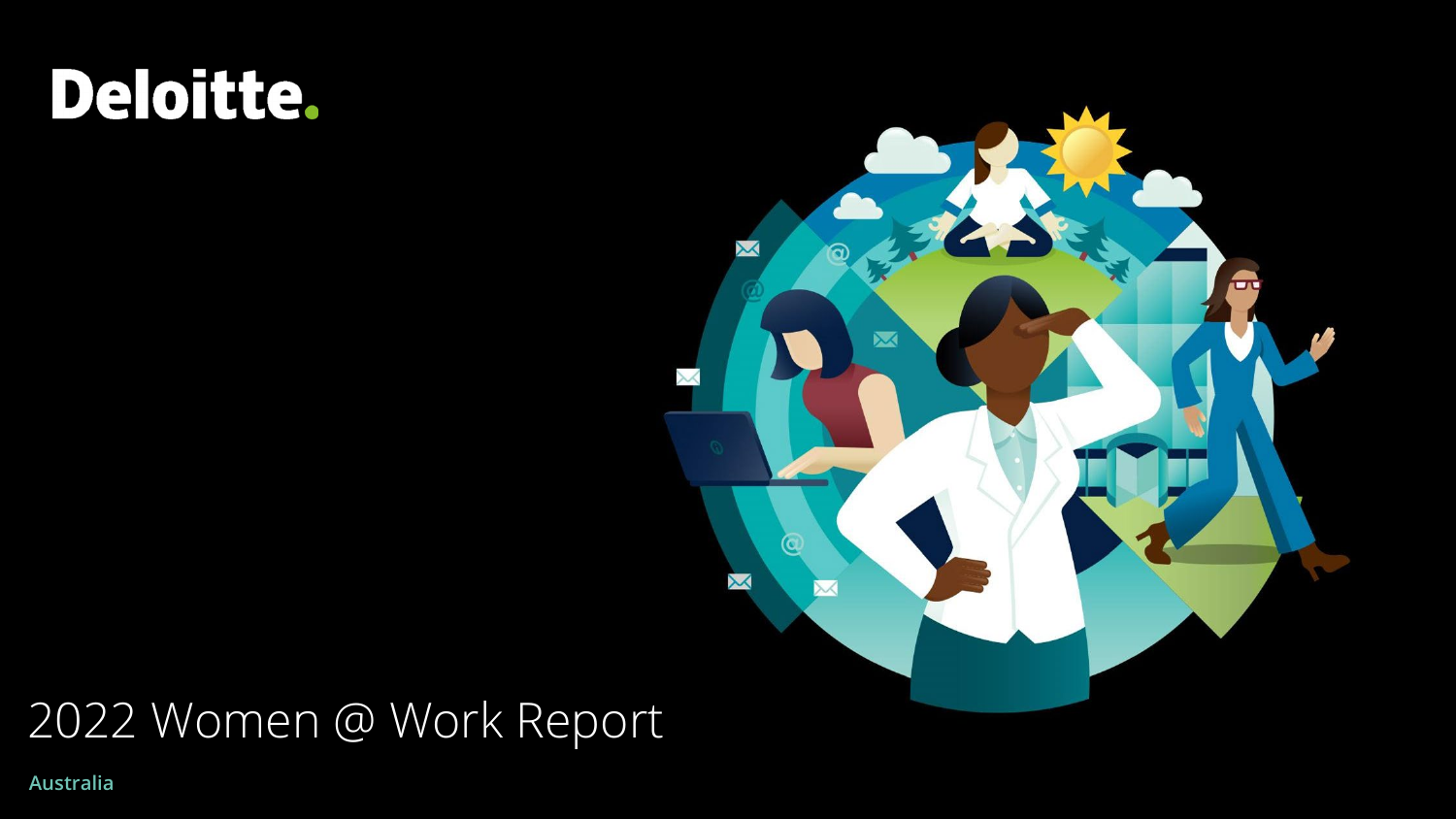Deloitte.

# 2022 Women @ Work Report

**Australia**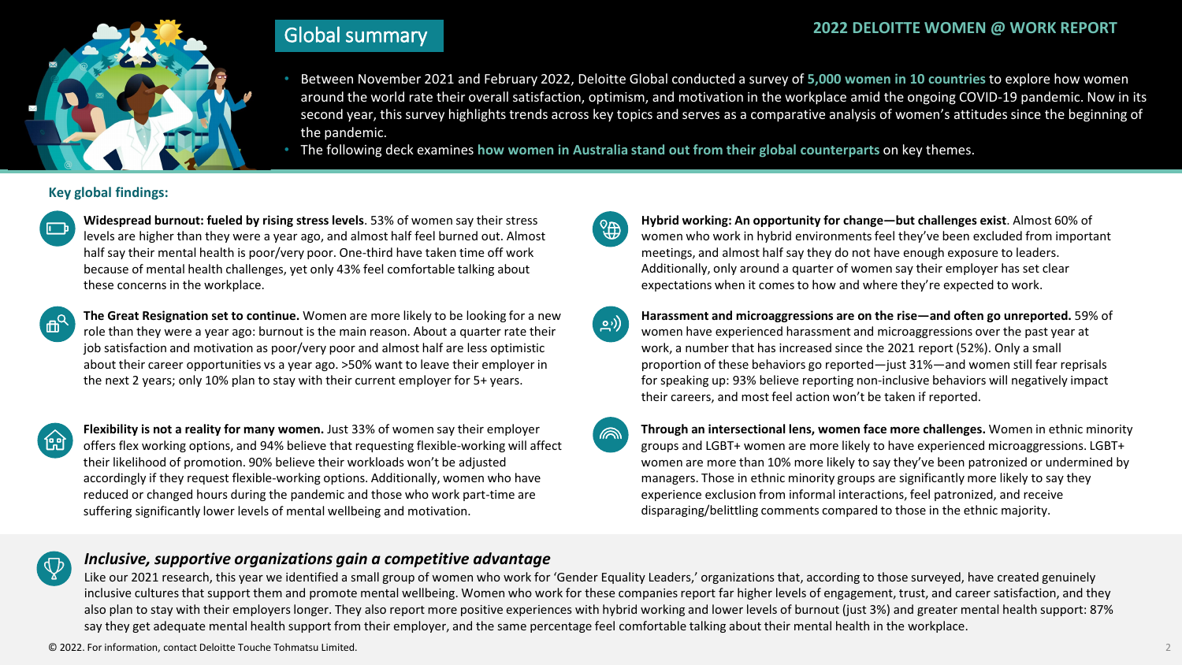# Global summary

**2022 DELOITTE WOMEN @ WORK REPORT**

- Between November 2021 and February 2022, Deloitte Global conducted a survey of **5,000 women in 10 countries** to explore how women around the world rate their overall satisfaction, optimism, and motivation in the workplace amid the ongoing COVID-19 pandemic. Now in its second year, this survey highlights trends across key topics and serves as a comparative analysis of women's attitudes since the beginning of the pandemic.
- The following deck examines **how women in Australia stand out from their global counterparts** on key themes.

## Key global findings:

**Widespread burnout: fueled by rising stress levels**. 53% of women say their stress levels are higher than they were a year ago, and almost half feel burned out. Almost half say their mental health is poor/very poor. One-third have taken time off work because of mental health challenges, yet only 43% feel comfortable talking about these concerns in the workplace.

**The Great Resignation set to continue.** Women are more likely to be looking for a new role than they were a year ago: burnout is the main reason. About a quarter rate their job satisfaction and motivation as poor/very poor and almost half are less optimistic about their career opportunities vs a year ago. >50% want to leave their employer in the next 2 years; only 10% plan to stay with their current employer for 5+ years.

**Flexibility is not a reality for many women.** Just 33% of women say their employer offers flex working options, and 94% believe that requesting flexible-working will affect their likelihood of promotion. 90% believe their workloads won't be adjusted accordingly if they request flexible-working options. Additionally, women who have reduced or changed hours during the pandemic and those who work part-time are suffering significantly lower levels of mental wellbeing and motivation.

**Hybrid working: An opportunity for change—but challenges exist**. Almost 60% of women who work in hybrid environments feel they've been excluded from important meetings, and almost half say they do not have enough exposure to leaders. Additionally, only around a quarter of women say their employer has set clear expectations when it comes to how and where they're expected to work.

**Harassment and microaggressions are on the rise—and often go unreported.** 59% of women have experienced harassment and microaggressions over the past year at work, a number that has increased since the 2021 report (52%). Only a small proportion of these behaviors go reported—just 31%—and women still fear reprisals for speaking up: 93% believe reporting non-inclusive behaviors will negatively impact their careers, and most feel action won't be taken if reported.

**Through an intersectional lens, women face more challenges.** Women in ethnic minority groups and LGBT+ women are more likely to have experienced microaggressions. LGBT+ women are more than 10% more likely to say they've been patronized or undermined by managers. Those in ethnic minority groups are significantly more likely to say they experience exclusion from informal interactions, feel patronized, and receive disparaging/belittling comments compared to those in the ethnic majority.

***Inclusive, supportive organizations gain a competitive advantage***

Like our 2021 research, this year we identified a small group of women who work for 'Gender Equality Leaders,' organizations that, according to those surveyed, have created genuinely inclusive cultures that support them and promote mental wellbeing. Women who work for these companies report far higher levels of engagement, trust, and career satisfaction, and they also plan to stay with their employers longer. They also report more positive experiences with hybrid working and lower levels of burnout (just 3%) and greater mental health support: 87% say they get adequate mental health support from their employer, and the same percentage feel comfortable talking about their mental health in the workplace.

© 2022. For information, contact Deloitte Touche Tohmatsu Limited.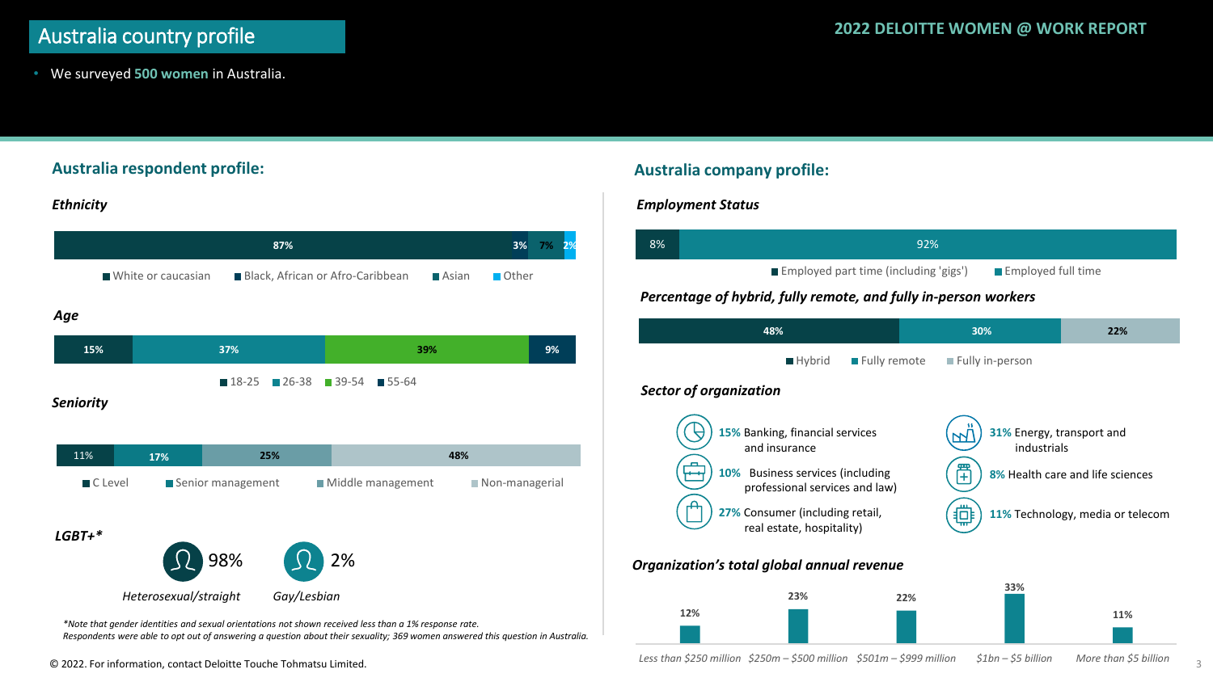# Australia country profile

- We surveyed **500 women** in Australia.

## Australia respondent profile:

### *Ethnicity*

| White or caucasian | Black, African or Afro-Caribbean | Asian | Other |
|---|---|---|---|
| 87% | 3% | 7% | 2% |

### *Age*

| 18-25 | 26-38 | 39-54 | 55-64 |
|---|---|---|---|
| 15% | 37% | 39% | 9% |

### *Seniority*

| C Level | Senior management | Middle management | Non-managerial |
|---|---|---|---|
| 11% | 17% | 25% | 48% |

### *LGBT+**

| Heterosexual/straight | Gay/Lesbian |
|---|---|
| 98% | 2% |

*\*Note that gender identities and sexual orientations not shown received less than a 1% response rate. Respondents were able to opt out of answering a question about their sexuality; 369 women answered this question in Australia.*

## Australia company profile:

### *Employment Status*

| Employed part time (including 'gigs') | Employed full time |
|---|---|
| 8% | 92% |

### *Percentage of hybrid, fully remote, and fully in-person workers*

| Hybrid | Fully remote | Fully in-person |
|---|---|---|
| 48% | 30% | 22% |

### *Sector of organization*

- **15%** Banking, financial services and insurance
- **10%** Business services (including professional services and law)
- **27%** Consumer (including retail, real estate, hospitality)
- **31%** Energy, transport and industrials
- **8%** Health care and life sciences
- **11%** Technology, media or telecom

### *Organization's total global annual revenue*

| Less than $250 million | $250m – $500 million | $501m – $999 million | $1bn – $5 billion | More than $5 billion |
|---|---|---|---|---|
| 12% | 23% | 22% | 33% | 11% |

© 2022. For information, contact Deloitte Touche Tohmatsu Limited.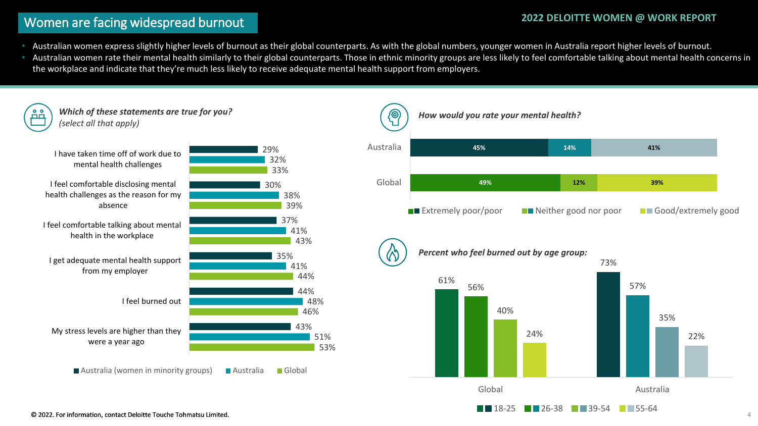# Women are facing widespread burnout

- Australian women express slightly higher levels of burnout as their global counterparts. As with the global numbers, younger women in Australia report higher levels of burnout.
- Australian women rate their mental health similarly to their global counterparts. Those in ethnic minority groups are less likely to feel comfortable talking about mental health concerns in the workplace and indicate that they're much less likely to receive adequate mental health support from employers.

### *Which of these statements are true for you?* *(select all that apply)*

| Statement | Australia (women in minority groups) | Australia | Global |
|---|---|---|---|
| I have taken time off of work due to mental health challenges | 29% | 32% | 33% |
| I feel comfortable disclosing mental health challenges as the reason for my absence | 30% | 38% | 39% |
| I feel comfortable talking about mental health in the workplace | 37% | 41% | 43% |
| I get adequate mental health support from my employer | 35% | 41% | 44% |
| I feel burned out | 44% | 48% | 46% |
| My stress levels are higher than they were a year ago | 43% | 51% | 53% |

### *How would you rate your mental health?*

| | Extremely poor/poor | Neither good nor poor | Good/extremely good |
|---|---|---|---|
| Australia | 45% | 14% | 41% |
| Global | 49% | 12% | 39% |

### *Percent who feel burned out by age group:*

| | 18-25 | 26-38 | 39-54 | 55-64 |
|---|---|---|---|---|
| Global | 61% | 56% | 40% | 24% |
| Australia | 73% | 57% | 35% | 22% |

© 2022. For information, contact Deloitte Touche Tohmatsu Limited.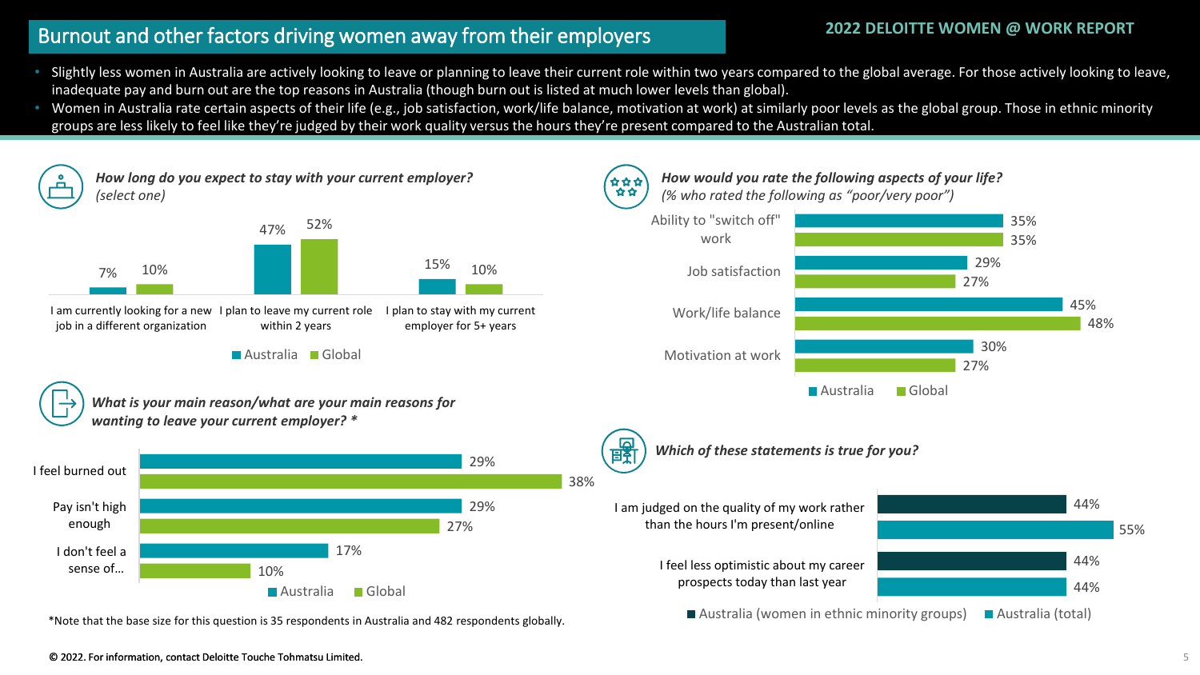## Burnout and other factors driving women away from their employers

**2022 DELOITTE WOMEN @ WORK REPORT**

- Slightly less women in Australia are actively looking to leave or planning to leave their current role within two years compared to the global average. For those actively looking to leave, inadequate pay and burn out are the top reasons in Australia (though burn out is listed at much lower levels than global).
- Women in Australia rate certain aspects of their life (e.g., job satisfaction, work/life balance, motivation at work) at similarly poor levels as the global group. Those in ethnic minority groups are less likely to feel like they're judged by their work quality versus the hours they're present compared to the Australian total.

### *How long do you expect to stay with your current employer? (select one)*

| | Australia | Global |
|---|---|---|
| I am currently looking for a new job in a different organization | 7% | 10% |
| I plan to leave my current role within 2 years | 47% | 52% |
| I plan to stay with my current employer for 5+ years | 15% | 10% |

### *What is your main reason/what are your main reasons for wanting to leave your current employer? **

| | Australia | Global |
|---|---|---|
| I feel burned out | 29% | 38% |
| Pay isn't high enough | 29% | 27% |
| I don't feel a sense of… | 17% | 10% |

*Note that the base size for this question is 35 respondents in Australia and 482 respondents globally.

### *How would you rate the following aspects of your life? (% who rated the following as "poor/very poor")*

| | Australia | Global |
|---|---|---|
| Ability to "switch off" work | 35% | 35% |
| Job satisfaction | 29% | 27% |
| Work/life balance | 45% | 48% |
| Motivation at work | 30% | 27% |

### *Which of these statements is true for you?*

| | Australia (women in ethnic minority groups) | Australia (total) |
|---|---|---|
| I am judged on the quality of my work rather than the hours I'm present/online | 44% | 55% |
| I feel less optimistic about my career prospects today than last year | 44% | 44% |

© 2022. For information, contact Deloitte Touche Tohmatsu Limited.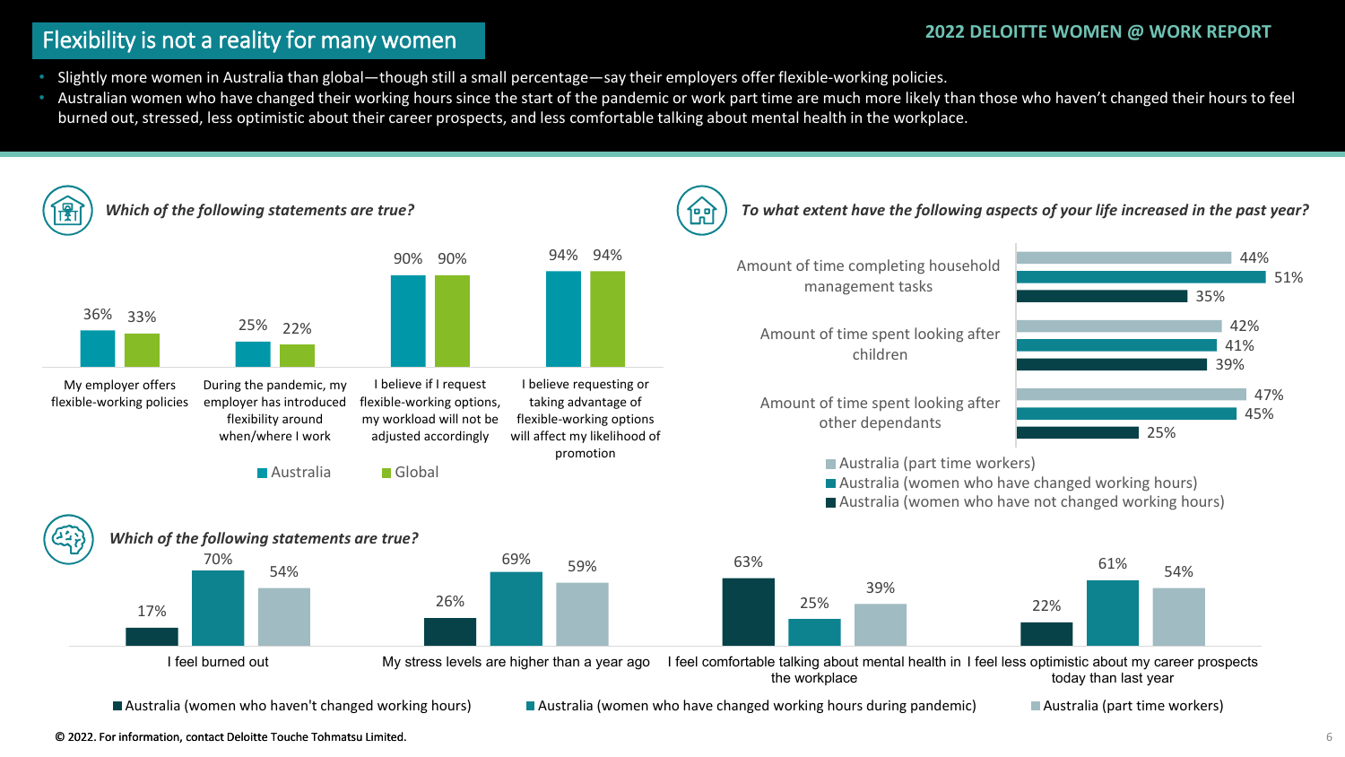## Flexibility is not a reality for many women

2022 DELOITTE WOMEN @ WORK REPORT

- Slightly more women in Australia than global—though still a small percentage—say their employers offer flexible-working policies.
- Australian women who have changed their working hours since the start of the pandemic or work part time are much more likely than those who haven't changed their hours to feel burned out, stressed, less optimistic about their career prospects, and less comfortable talking about mental health in the workplace.

*Which of the following statements are true?*

| Statement | Australia | Global |
|---|---|---|
| My employer offers flexible-working policies | 36% | 33% |
| During the pandemic, my employer has introduced flexibility around when/where I work | 25% | 22% |
| I believe if I request flexible-working options, my workload will not be adjusted accordingly | 90% | 90% |
| I believe requesting or taking advantage of flexible-working options will affect my likelihood of promotion | 94% | 94% |

*To what extent have the following aspects of your life increased in the past year?*

| Aspect | Australia (part time workers) | Australia (women who have changed working hours) | Australia (women who have not changed working hours) |
|---|---|---|---|
| Amount of time completing household management tasks | 44% | 51% | 35% |
| Amount of time spent looking after children | 42% | 41% | 39% |
| Amount of time spent looking after other dependants | 47% | 45% | 25% |

*Which of the following statements are true?*

| Statement | Australia (women who haven't changed working hours) | Australia (women who have changed working hours during pandemic) | Australia (part time workers) |
|---|---|---|---|
| I feel burned out | 17% | 70% | 54% |
| My stress levels are higher than a year ago | 26% | 69% | 59% |
| I feel comfortable talking about mental health in the workplace | 63% | 25% | 39% |
| I feel less optimistic about my career prospects today than last year | 22% | 61% | 54% |

© 2022. For information, contact Deloitte Touche Tohmatsu Limited.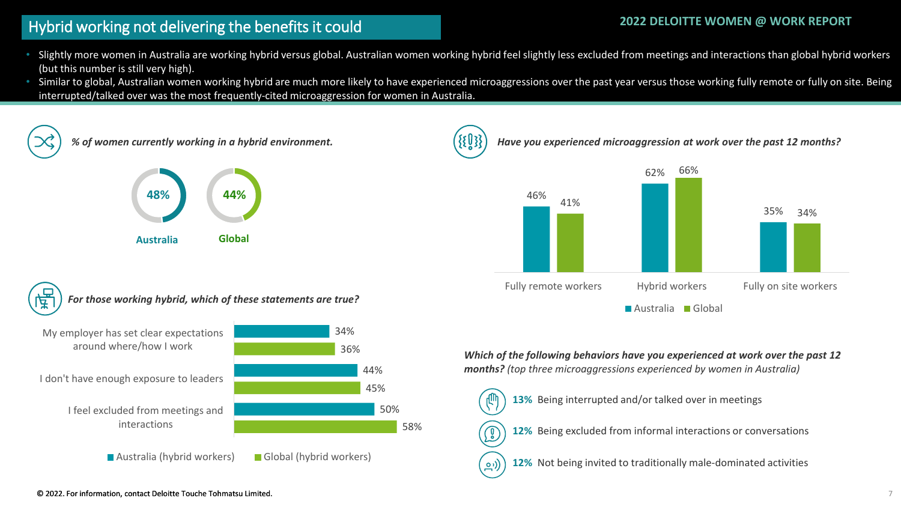# Hybrid working not delivering the benefits it could

- Slightly more women in Australia are working hybrid versus global. Australian women working hybrid feel slightly less excluded from meetings and interactions than global hybrid workers (but this number is still very high).
- Similar to global, Australian women working hybrid are much more likely to have experienced microaggressions over the past year versus those working fully remote or fully on site. Being interrupted/talked over was the most frequently-cited microaggression for women in Australia.

***% of women currently working in a hybrid environment.***

| Australia | Global |
|---|---|
| 48% | 44% |

***For those working hybrid, which of these statements are true?***

| Statement | Australia (hybrid workers) | Global (hybrid workers) |
|---|---|---|
| My employer has set clear expectations around where/how I work | 34% | 36% |
| I don't have enough exposure to leaders | 44% | 45% |
| I feel excluded from meetings and interactions | 50% | 58% |

***Have you experienced microaggression at work over the past 12 months?***

| | Australia | Global |
|---|---|---|
| Fully remote workers | 46% | 41% |
| Hybrid workers | 62% | 66% |
| Fully on site workers | 35% | 34% |

***Which of the following behaviors have you experienced at work over the past 12 months?*** *(top three microaggressions experienced by women in Australia)*

- **13%** Being interrupted and/or talked over in meetings
- **12%** Being excluded from informal interactions or conversations
- **12%** Not being invited to traditionally male-dominated activities

© 2022. For information, contact Deloitte Touche Tohmatsu Limited.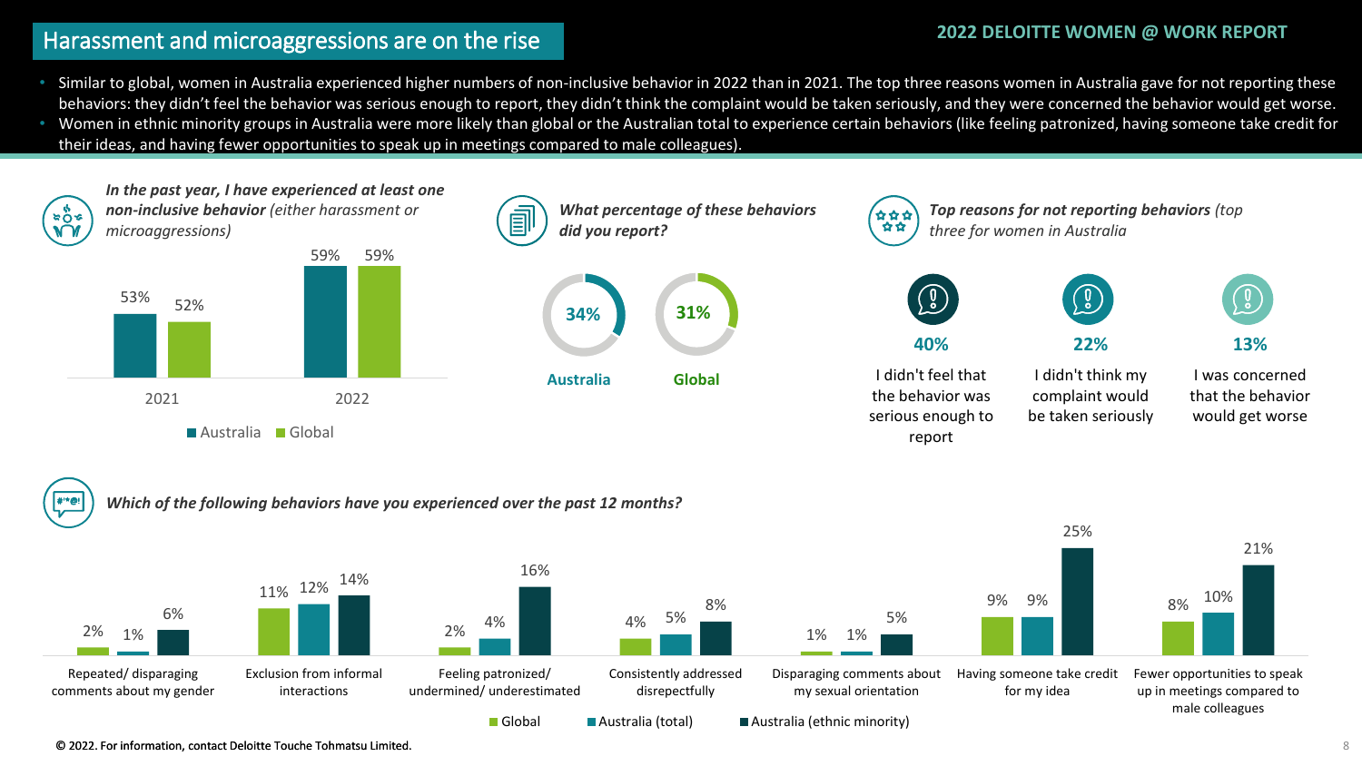# Harassment and microaggressions are on the rise

**2022 DELOITTE WOMEN @ WORK REPORT**

- Similar to global, women in Australia experienced higher numbers of non-inclusive behavior in 2022 than in 2021. The top three reasons women in Australia gave for not reporting these behaviors: they didn't feel the behavior was serious enough to report, they didn't think the complaint would be taken seriously, and they were concerned the behavior would get worse.
- Women in ethnic minority groups in Australia were more likely than global or the Australian total to experience certain behaviors (like feeling patronized, having someone take credit for their ideas, and having fewer opportunities to speak up in meetings compared to male colleagues).

***In the past year, I have experienced at least one non-inclusive behavior*** *(either harassment or microaggressions)*

| | Australia | Global |
|---|---|---|
| 2021 | 53% | 52% |
| 2022 | 59% | 59% |

***What percentage of these behaviors did you report?***

| Australia | Global |
|---|---|
| 34% | 31% |

***Top reasons for not reporting behaviors*** *(top three for women in Australia)*

- **40%** I didn't feel that the behavior was serious enough to report
- **22%** I didn't think my complaint would be taken seriously
- **13%** I was concerned that the behavior would get worse

***Which of the following behaviors have you experienced over the past 12 months?***

| Behavior | Global | Australia (total) | Australia (ethnic minority) |
|---|---|---|---|
| Repeated/ disparaging comments about my gender | 2% | 1% | 6% |
| Exclusion from informal interactions | 11% | 12% | 14% |
| Feeling patronized/ undermined/ underestimated | 2% | 4% | 16% |
| Consistently addressed disrespectfully | 4% | 5% | 8% |
| Disparaging comments about my sexual orientation | 1% | 1% | 5% |
| Having someone take credit for my idea | 9% | 9% | 25% |
| Fewer opportunities to speak up in meetings compared to male colleagues | 8% | 10% | 21% |

© 2022. For information, contact Deloitte Touche Tohmatsu Limited.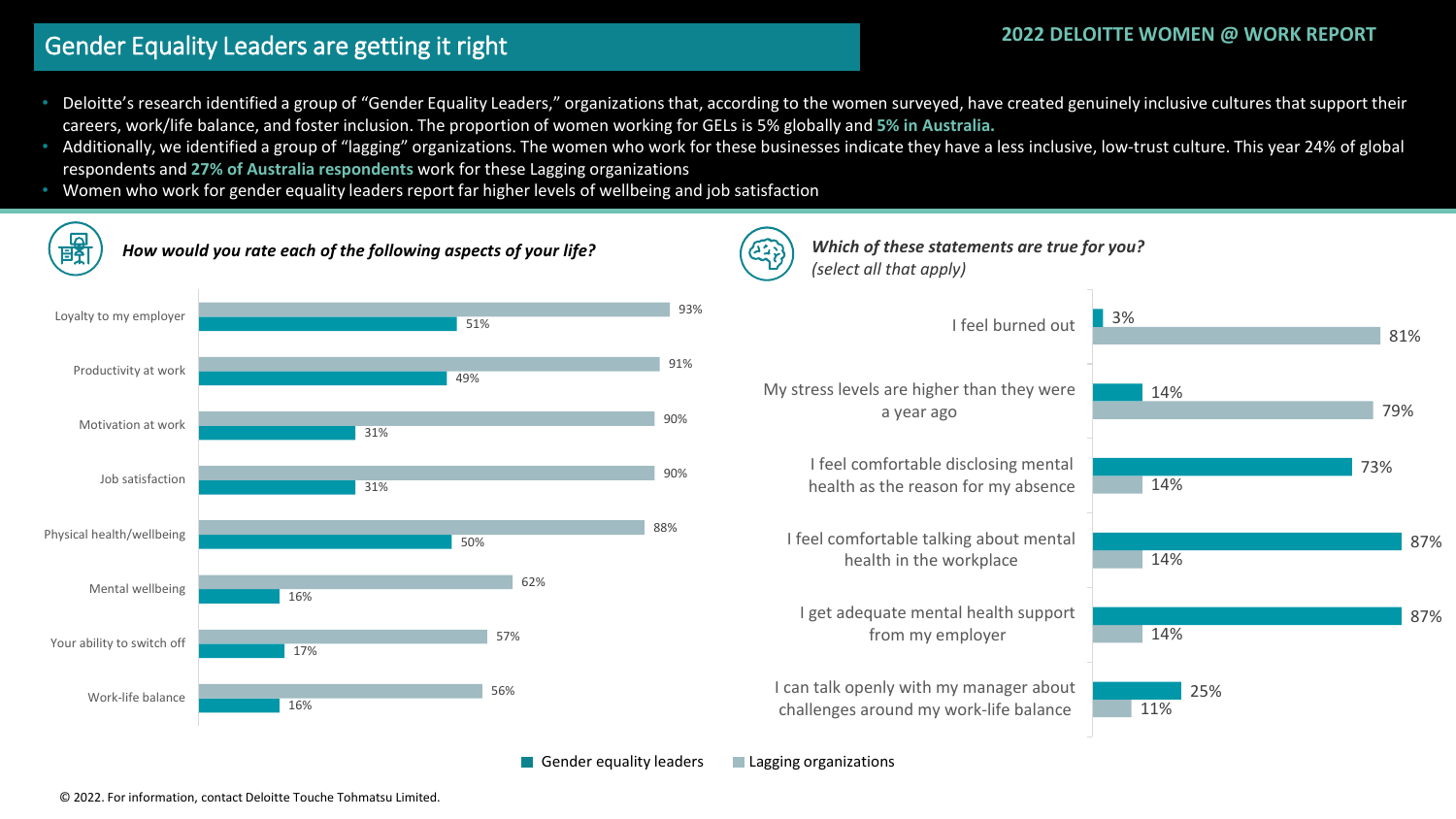# Gender Equality Leaders are getting it right

**2022 DELOITTE WOMEN @ WORK REPORT**

- Deloitte's research identified a group of "Gender Equality Leaders," organizations that, according to the women surveyed, have created genuinely inclusive cultures that support their careers, work/life balance, and foster inclusion. The proportion of women working for GELs is 5% globally and **5% in Australia.**
- Additionally, we identified a group of "lagging" organizations. The women who work for these businesses indicate they have a less inclusive, low-trust culture. This year 24% of global respondents and **27% of Australia respondents** work for these Lagging organizations
- Women who work for gender equality leaders report far higher levels of wellbeing and job satisfaction

### *How would you rate each of the following aspects of your life?*

| Aspect | Gender equality leaders | Lagging organizations |
| --- | --- | --- |
| Loyalty to my employer | 93% | 51% |
| Productivity at work | 91% | 49% |
| Motivation at work | 90% | 31% |
| Job satisfaction | 90% | 31% |
| Physical health/wellbeing | 88% | 50% |
| Mental wellbeing | 62% | 16% |
| Your ability to switch off | 57% | 17% |
| Work-life balance | 56% | 16% |

### *Which of these statements are true for you? (select all that apply)*

| Statement | Gender equality leaders | Lagging organizations |
| --- | --- | --- |
| I feel burned out | 3% | 81% |
| My stress levels are higher than they were a year ago | 14% | 79% |
| I feel comfortable disclosing mental health as the reason for my absence | 73% | 14% |
| I feel comfortable talking about mental health in the workplace | 87% | 14% |
| I get adequate mental health support from my employer | 87% | 14% |
| I can talk openly with my manager about challenges around my work-life balance | 25% | 11% |

© 2022. For information, contact Deloitte Touche Tohmatsu Limited.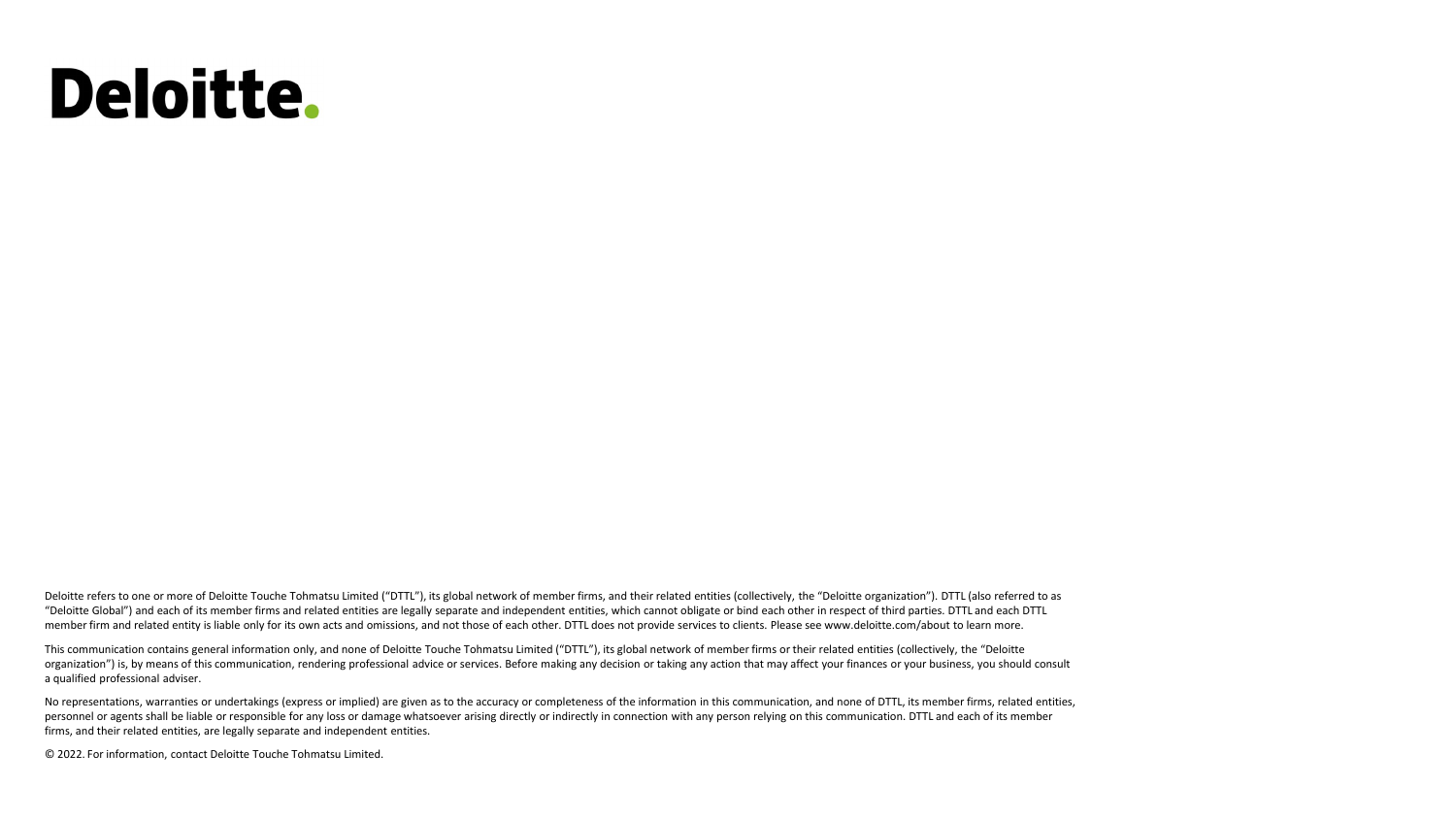# Deloitte.

Deloitte refers to one or more of Deloitte Touche Tohmatsu Limited ("DTTL"), its global network of member firms, and their related entities (collectively, the "Deloitte organization"). DTTL (also referred to as "Deloitte Global") and each of its member firms and related entities are legally separate and independent entities, which cannot obligate or bind each other in respect of third parties. DTTL and each DTTL member firm and related entity is liable only for its own acts and omissions, and not those of each other. DTTL does not provide services to clients. Please see www.deloitte.com/about to learn more.

This communication contains general information only, and none of Deloitte Touche Tohmatsu Limited ("DTTL"), its global network of member firms or their related entities (collectively, the "Deloitte organization") is, by means of this communication, rendering professional advice or services. Before making any decision or taking any action that may affect your finances or your business, you should consult a qualified professional adviser.

No representations, warranties or undertakings (express or implied) are given as to the accuracy or completeness of the information in this communication, and none of DTTL, its member firms, related entities, personnel or agents shall be liable or responsible for any loss or damage whatsoever arising directly or indirectly in connection with any person relying on this communication. DTTL and each of its member firms, and their related entities, are legally separate and independent entities.

© 2022. For information, contact Deloitte Touche Tohmatsu Limited.